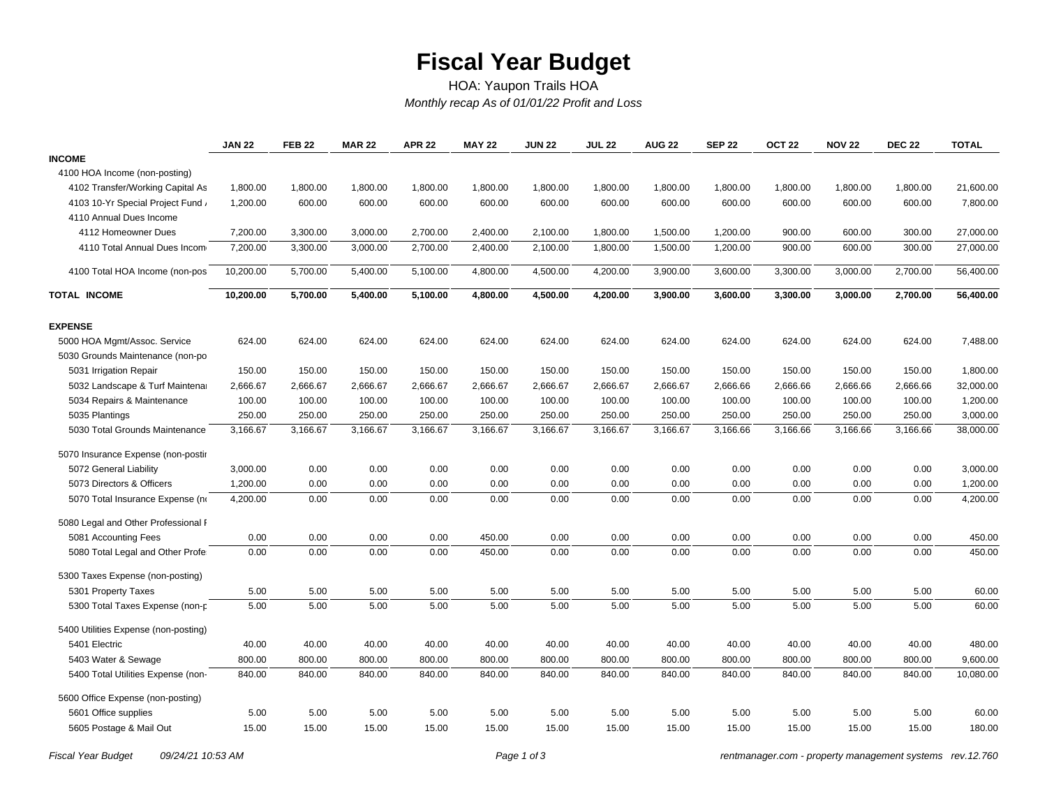# Fiscal Year Budget

HOA: Yaupon Trails HOA

*Monthly recap As of 01/01/22 Profit and Loss*

| | JAN 22 | FEB 22 | MAR 22 | APR 22 | MAY 22 | JUN 22 | JUL 22 | AUG 22 | SEP 22 | OCT 22 | NOV 22 | DEC 22 | TOTAL |
|---|---|---|---|---|---|---|---|---|---|---|---|---|---|
| **INCOME** | | | | | | | | | | | | | |
| 4100 HOA Income (non-posting) | | | | | | | | | | | | | |
| 4102 Transfer/Working Capital As | 1,800.00 | 1,800.00 | 1,800.00 | 1,800.00 | 1,800.00 | 1,800.00 | 1,800.00 | 1,800.00 | 1,800.00 | 1,800.00 | 1,800.00 | 1,800.00 | 21,600.00 |
| 4103 10-Yr Special Project Fund / | 1,200.00 | 600.00 | 600.00 | 600.00 | 600.00 | 600.00 | 600.00 | 600.00 | 600.00 | 600.00 | 600.00 | 600.00 | 7,800.00 |
| 4110 Annual Dues Income | | | | | | | | | | | | | |
| 4112 Homeowner Dues | 7,200.00 | 3,300.00 | 3,000.00 | 2,700.00 | 2,400.00 | 2,100.00 | 1,800.00 | 1,500.00 | 1,200.00 | 900.00 | 600.00 | 300.00 | 27,000.00 |
| 4110 Total Annual Dues Incom | 7,200.00 | 3,300.00 | 3,000.00 | 2,700.00 | 2,400.00 | 2,100.00 | 1,800.00 | 1,500.00 | 1,200.00 | 900.00 | 600.00 | 300.00 | 27,000.00 |
| 4100 Total HOA Income (non-pos | 10,200.00 | 5,700.00 | 5,400.00 | 5,100.00 | 4,800.00 | 4,500.00 | 4,200.00 | 3,900.00 | 3,600.00 | 3,300.00 | 3,000.00 | 2,700.00 | 56,400.00 |
| **TOTAL INCOME** | **10,200.00** | **5,700.00** | **5,400.00** | **5,100.00** | **4,800.00** | **4,500.00** | **4,200.00** | **3,900.00** | **3,600.00** | **3,300.00** | **3,000.00** | **2,700.00** | **56,400.00** |
| **EXPENSE** | | | | | | | | | | | | | |
| 5000 HOA Mgmt/Assoc. Service | 624.00 | 624.00 | 624.00 | 624.00 | 624.00 | 624.00 | 624.00 | 624.00 | 624.00 | 624.00 | 624.00 | 624.00 | 7,488.00 |
| 5030 Grounds Maintenance (non-po | | | | | | | | | | | | | |
| 5031 Irrigation Repair | 150.00 | 150.00 | 150.00 | 150.00 | 150.00 | 150.00 | 150.00 | 150.00 | 150.00 | 150.00 | 150.00 | 150.00 | 1,800.00 |
| 5032 Landscape & Turf Maintenai | 2,666.67 | 2,666.67 | 2,666.67 | 2,666.67 | 2,666.67 | 2,666.67 | 2,666.67 | 2,666.67 | 2,666.66 | 2,666.66 | 2,666.66 | 2,666.66 | 32,000.00 |
| 5034 Repairs & Maintenance | 100.00 | 100.00 | 100.00 | 100.00 | 100.00 | 100.00 | 100.00 | 100.00 | 100.00 | 100.00 | 100.00 | 100.00 | 1,200.00 |
| 5035 Plantings | 250.00 | 250.00 | 250.00 | 250.00 | 250.00 | 250.00 | 250.00 | 250.00 | 250.00 | 250.00 | 250.00 | 250.00 | 3,000.00 |
| 5030 Total Grounds Maintenance | 3,166.67 | 3,166.67 | 3,166.67 | 3,166.67 | 3,166.67 | 3,166.67 | 3,166.67 | 3,166.67 | 3,166.66 | 3,166.66 | 3,166.66 | 3,166.66 | 38,000.00 |
| 5070 Insurance Expense (non-postir | | | | | | | | | | | | | |
| 5072 General Liability | 3,000.00 | 0.00 | 0.00 | 0.00 | 0.00 | 0.00 | 0.00 | 0.00 | 0.00 | 0.00 | 0.00 | 0.00 | 3,000.00 |
| 5073 Directors & Officers | 1,200.00 | 0.00 | 0.00 | 0.00 | 0.00 | 0.00 | 0.00 | 0.00 | 0.00 | 0.00 | 0.00 | 0.00 | 1,200.00 |
| 5070 Total Insurance Expense (n | 4,200.00 | 0.00 | 0.00 | 0.00 | 0.00 | 0.00 | 0.00 | 0.00 | 0.00 | 0.00 | 0.00 | 0.00 | 4,200.00 |
| 5080 Legal and Other Professional F | | | | | | | | | | | | | |
| 5081 Accounting Fees | 0.00 | 0.00 | 0.00 | 0.00 | 450.00 | 0.00 | 0.00 | 0.00 | 0.00 | 0.00 | 0.00 | 0.00 | 450.00 |
| 5080 Total Legal and Other Profe | 0.00 | 0.00 | 0.00 | 0.00 | 450.00 | 0.00 | 0.00 | 0.00 | 0.00 | 0.00 | 0.00 | 0.00 | 450.00 |
| 5300 Taxes Expense (non-posting) | | | | | | | | | | | | | |
| 5301 Property Taxes | 5.00 | 5.00 | 5.00 | 5.00 | 5.00 | 5.00 | 5.00 | 5.00 | 5.00 | 5.00 | 5.00 | 5.00 | 60.00 |
| 5300 Total Taxes Expense (non-p | 5.00 | 5.00 | 5.00 | 5.00 | 5.00 | 5.00 | 5.00 | 5.00 | 5.00 | 5.00 | 5.00 | 5.00 | 60.00 |
| 5400 Utilities Expense (non-posting) | | | | | | | | | | | | | |
| 5401 Electric | 40.00 | 40.00 | 40.00 | 40.00 | 40.00 | 40.00 | 40.00 | 40.00 | 40.00 | 40.00 | 40.00 | 40.00 | 480.00 |
| 5403 Water & Sewage | 800.00 | 800.00 | 800.00 | 800.00 | 800.00 | 800.00 | 800.00 | 800.00 | 800.00 | 800.00 | 800.00 | 800.00 | 9,600.00 |
| 5400 Total Utilities Expense (non- | 840.00 | 840.00 | 840.00 | 840.00 | 840.00 | 840.00 | 840.00 | 840.00 | 840.00 | 840.00 | 840.00 | 840.00 | 10,080.00 |
| 5600 Office Expense (non-posting) | | | | | | | | | | | | | |
| 5601 Office supplies | 5.00 | 5.00 | 5.00 | 5.00 | 5.00 | 5.00 | 5.00 | 5.00 | 5.00 | 5.00 | 5.00 | 5.00 | 60.00 |
| 5605 Postage & Mail Out | 15.00 | 15.00 | 15.00 | 15.00 | 15.00 | 15.00 | 15.00 | 15.00 | 15.00 | 15.00 | 15.00 | 15.00 | 180.00 |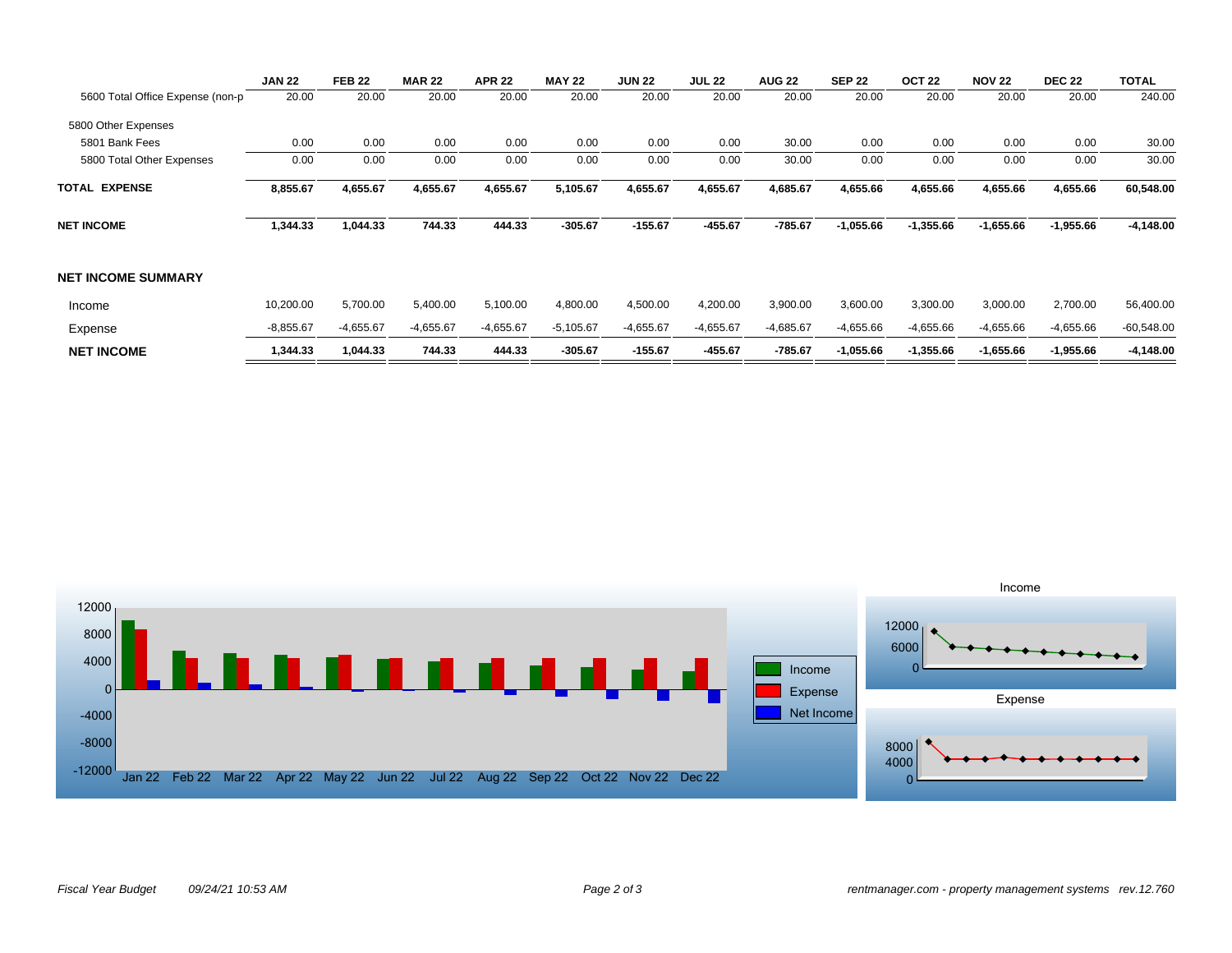|  | JAN 22 | FEB 22 | MAR 22 | APR 22 | MAY 22 | JUN 22 | JUL 22 | AUG 22 | SEP 22 | OCT 22 | NOV 22 | DEC 22 | TOTAL |
|---|---|---|---|---|---|---|---|---|---|---|---|---|---|
| 5600 Total Office Expense (non-p | 20.00 | 20.00 | 20.00 | 20.00 | 20.00 | 20.00 | 20.00 | 20.00 | 20.00 | 20.00 | 20.00 | 20.00 | 240.00 |
| 5800 Other Expenses | | | | | | | | | | | | | |
| 5801 Bank Fees | 0.00 | 0.00 | 0.00 | 0.00 | 0.00 | 0.00 | 0.00 | 30.00 | 0.00 | 0.00 | 0.00 | 0.00 | 30.00 |
| 5800 Total Other Expenses | 0.00 | 0.00 | 0.00 | 0.00 | 0.00 | 0.00 | 0.00 | 30.00 | 0.00 | 0.00 | 0.00 | 0.00 | 30.00 |
| **TOTAL EXPENSE** | **8,855.67** | **4,655.67** | **4,655.67** | **4,655.67** | **5,105.67** | **4,655.67** | **4,655.67** | **4,685.67** | **4,655.66** | **4,655.66** | **4,655.66** | **4,655.66** | **60,548.00** |
| **NET INCOME** | **1,344.33** | **1,044.33** | **744.33** | **444.33** | **-305.67** | **-155.67** | **-455.67** | **-785.67** | **-1,055.66** | **-1,355.66** | **-1,655.66** | **-1,955.66** | **-4,148.00** |

## NET INCOME SUMMARY

|  | JAN 22 | FEB 22 | MAR 22 | APR 22 | MAY 22 | JUN 22 | JUL 22 | AUG 22 | SEP 22 | OCT 22 | NOV 22 | DEC 22 | TOTAL |
|---|---|---|---|---|---|---|---|---|---|---|---|---|---|
| Income | 10,200.00 | 5,700.00 | 5,400.00 | 5,100.00 | 4,800.00 | 4,500.00 | 4,200.00 | 3,900.00 | 3,600.00 | 3,300.00 | 3,000.00 | 2,700.00 | 56,400.00 |
| Expense | -8,855.67 | -4,655.67 | -4,655.67 | -4,655.67 | -5,105.67 | -4,655.67 | -4,655.67 | -4,685.67 | -4,655.66 | -4,655.66 | -4,655.66 | -4,655.66 | -60,548.00 |
| **NET INCOME** | **1,344.33** | **1,044.33** | **744.33** | **444.33** | **-305.67** | **-155.67** | **-455.67** | **-785.67** | **-1,055.66** | **-1,355.66** | **-1,655.66** | **-1,955.66** | **-4,148.00** |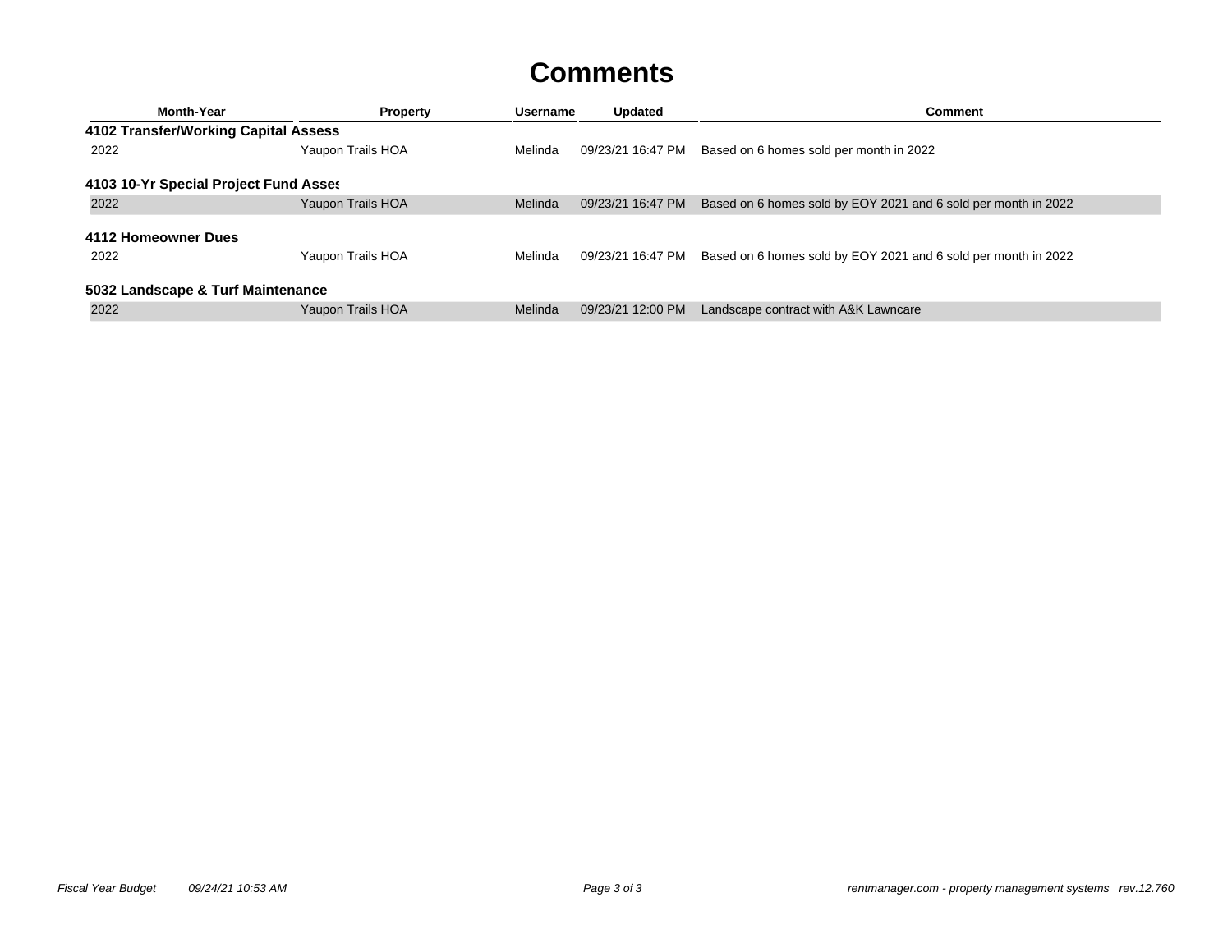# Comments

| Month-Year | Property | Username | Updated | Comment |
|---|---|---|---|---|
| **4102 Transfer/Working Capital Assess** | | | | |
| 2022 | Yaupon Trails HOA | Melinda | 09/23/21 16:47 PM | Based on 6 homes sold per month in 2022 |
| **4103 10-Yr Special Project Fund Asses** | | | | |
| 2022 | Yaupon Trails HOA | Melinda | 09/23/21 16:47 PM | Based on 6 homes sold by EOY 2021 and 6 sold per month in 2022 |
| **4112 Homeowner Dues** | | | | |
| 2022 | Yaupon Trails HOA | Melinda | 09/23/21 16:47 PM | Based on 6 homes sold by EOY 2021 and 6 sold per month in 2022 |
| **5032 Landscape & Turf Maintenance** | | | | |
| 2022 | Yaupon Trails HOA | Melinda | 09/23/21 12:00 PM | Landscape contract with A&K Lawncare |